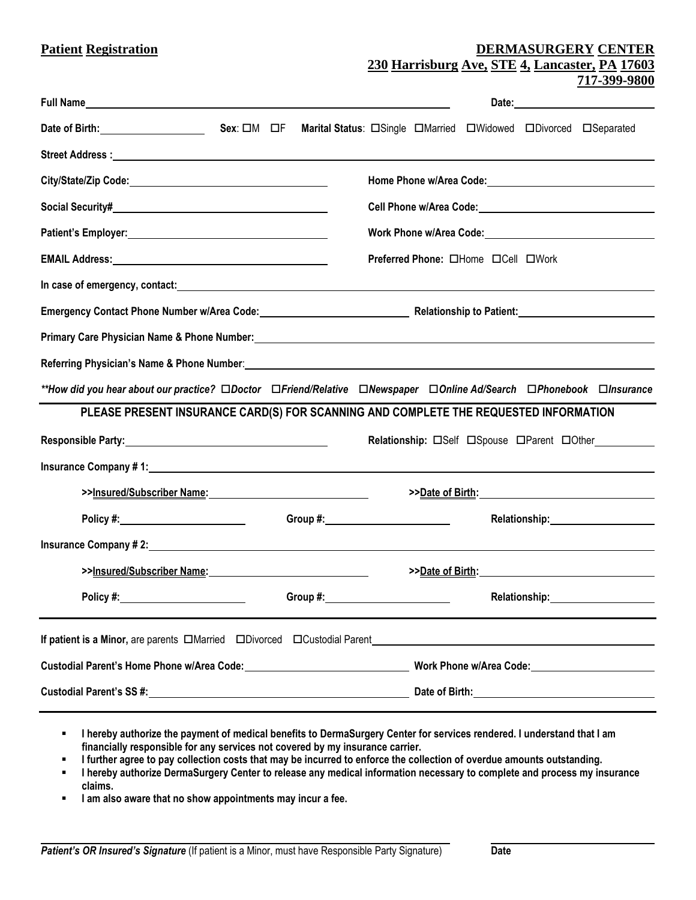**Patient Registration**

**DERMASURGERY CENTER**
**230 Harrisburg Ave, STE 4, Lancaster, PA 17603**
**717-399-9800**

**Full Name** ______________________________ **Date:** ______________

**Date of Birth:** ______________ **Sex**: ☐M ☐F **Marital Status**: ☐Single ☐Married ☐Widowed ☐Divorced ☐Separated

**Street Address :** ______________________________

**City/State/Zip Code:** ______________________ **Home Phone w/Area Code:** ______________________

**Social Security#** ______________________ **Cell Phone w/Area Code:** ______________________

**Patient's Employer:** ______________________ **Work Phone w/Area Code:** ______________________

**EMAIL Address:** ______________________ **Preferred Phone:** ☐Home ☐Cell ☐Work

**In case of emergency, contact:** ______________________________

**Emergency Contact Phone Number w/Area Code:** ______________________ **Relationship to Patient:** ______________________

**Primary Care Physician Name & Phone Number:** ______________________________

**Referring Physician's Name & Phone Number**: ______________________________

***\*\*How did you hear about our practice?*** ***☐Doctor ☐Friend/Relative ☐Newspaper ☐Online Ad/Search ☐Phonebook ☐Insurance***

**PLEASE PRESENT INSURANCE CARD(S) FOR SCANNING AND COMPLETE THE REQUESTED INFORMATION**

**Responsible Party:** ______________________ **Relationship:** ☐Self ☐Spouse ☐Parent ☐Other __________

**Insurance Company # 1:** ______________________________

**>>Insured/Subscriber Name:** ______________________ **>>Date of Birth:** ______________________

**Policy #:** ______________ **Group #:** ______________ **Relationship:** ______________

**Insurance Company # 2:** ______________________________

**>>Insured/Subscriber Name:** ______________________ **>>Date of Birth:** ______________________

**Policy #:** ______________ **Group #:** ______________ **Relationship:** ______________

**If patient is a Minor,** are parents ☐Married ☐Divorced ☐Custodial Parent ______________________________

**Custodial Parent's Home Phone w/Area Code:** ______________________ **Work Phone w/Area Code:** ______________________

**Custodial Parent's SS #:** ______________________ **Date of Birth:** ______________________

- **I hereby authorize the payment of medical benefits to DermaSurgery Center for services rendered. I understand that I am financially responsible for any services not covered by my insurance carrier.**
- **I further agree to pay collection costs that may be incurred to enforce the collection of overdue amounts outstanding.**
- **I hereby authorize DermaSurgery Center to release any medical information necessary to complete and process my insurance claims.**
- **I am also aware that no show appointments may incur a fee.**

______________________________ ______________

***Patient's OR Insured's Signature*** (If patient is a Minor, must have Responsible Party Signature) **Date**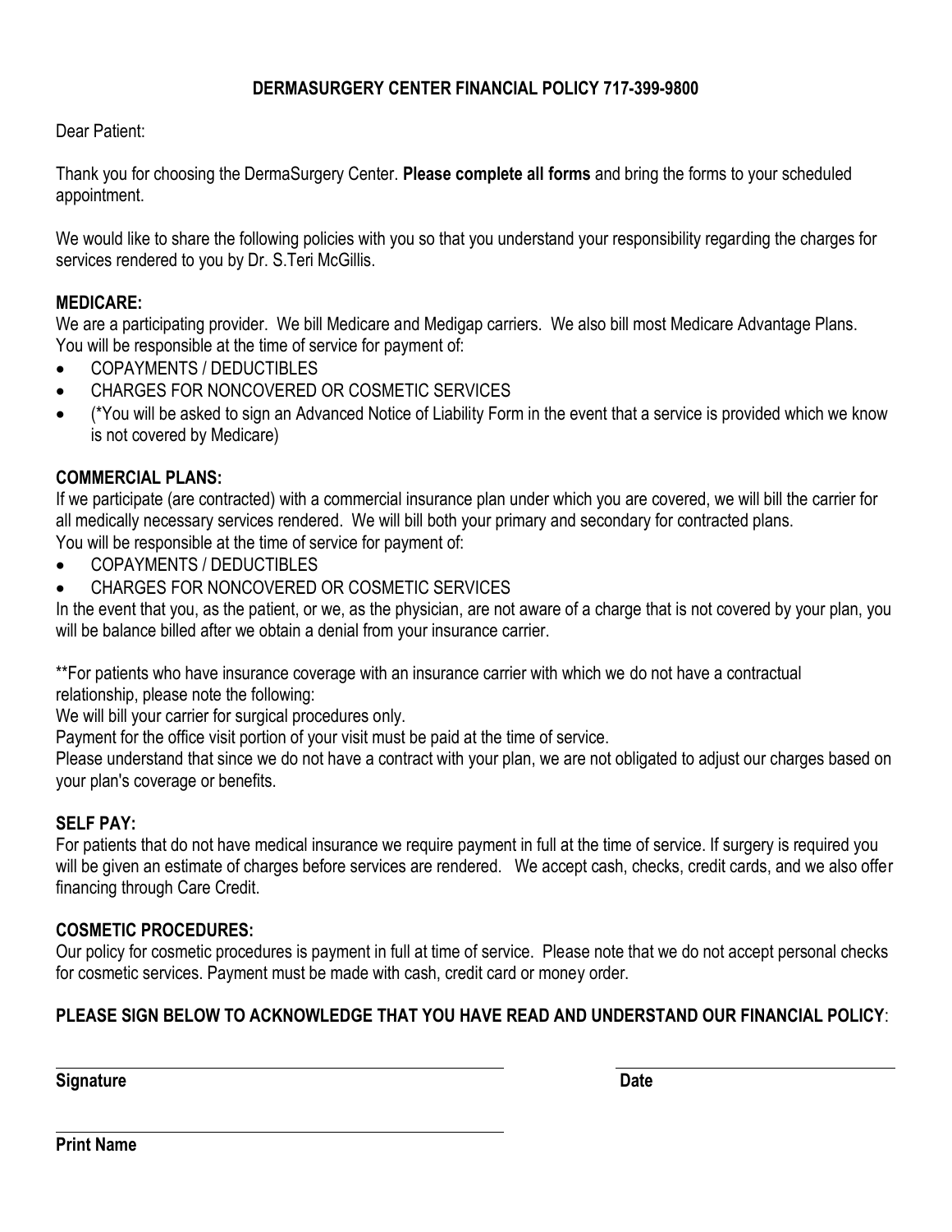# DERMASURGERY CENTER FINANCIAL POLICY 717-399-9800

Dear Patient:

Thank you for choosing the DermaSurgery Center. **Please complete all forms** and bring the forms to your scheduled appointment.

We would like to share the following policies with you so that you understand your responsibility regarding the charges for services rendered to you by Dr. S.Teri McGillis.

**MEDICARE:**

We are a participating provider. We bill Medicare and Medigap carriers. We also bill most Medicare Advantage Plans. You will be responsible at the time of service for payment of:

- COPAYMENTS / DEDUCTIBLES
- CHARGES FOR NONCOVERED OR COSMETIC SERVICES
- (*You will be asked to sign an Advanced Notice of Liability Form in the event that a service is provided which we know is not covered by Medicare)

**COMMERCIAL PLANS:**

If we participate (are contracted) with a commercial insurance plan under which you are covered, we will bill the carrier for all medically necessary services rendered. We will bill both your primary and secondary for contracted plans.
You will be responsible at the time of service for payment of:

- COPAYMENTS / DEDUCTIBLES
- CHARGES FOR NONCOVERED OR COSMETIC SERVICES

In the event that you, as the patient, or we, as the physician, are not aware of a charge that is not covered by your plan, you will be balance billed after we obtain a denial from your insurance carrier.

**For patients who have insurance coverage with an insurance carrier with which we do not have a contractual relationship, please note the following:
We will bill your carrier for surgical procedures only.
Payment for the office visit portion of your visit must be paid at the time of service.
Please understand that since we do not have a contract with your plan, we are not obligated to adjust our charges based on your plan's coverage or benefits.

**SELF PAY:**

For patients that do not have medical insurance we require payment in full at the time of service. If surgery is required you will be given an estimate of charges before services are rendered. We accept cash, checks, credit cards, and we also offer financing through Care Credit.

**COSMETIC PROCEDURES:**

Our policy for cosmetic procedures is payment in full at time of service. Please note that we do not accept personal checks for cosmetic services. Payment must be made with cash, credit card or money order.

**PLEASE SIGN BELOW TO ACKNOWLEDGE THAT YOU HAVE READ AND UNDERSTAND OUR FINANCIAL POLICY**:

**Signature** ______________________________ **Date** ______________________

**Print Name** ______________________________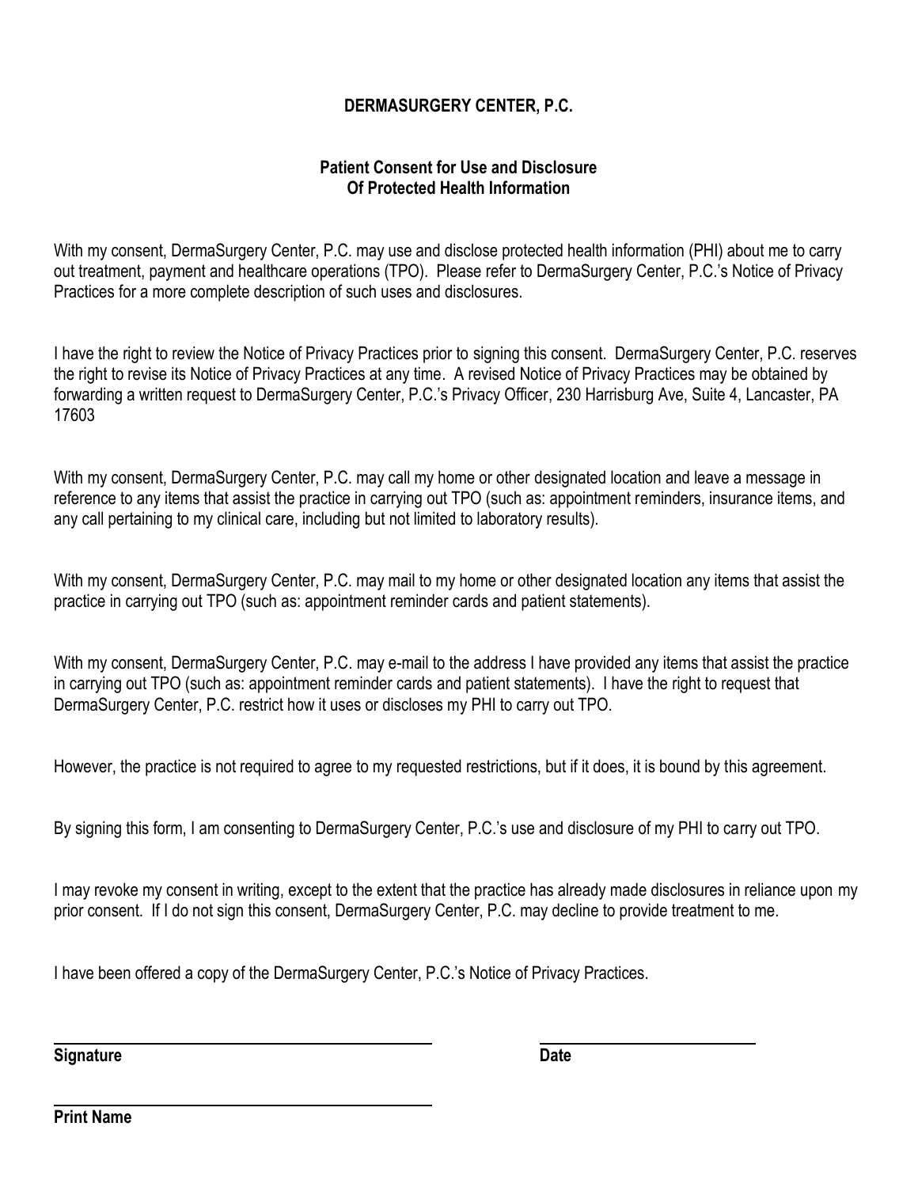**DERMASURGERY CENTER, P.C.**

**Patient Consent for Use and Disclosure**
**Of Protected Health Information**

With my consent, DermaSurgery Center, P.C. may use and disclose protected health information (PHI) about me to carry out treatment, payment and healthcare operations (TPO). Please refer to DermaSurgery Center, P.C.'s Notice of Privacy Practices for a more complete description of such uses and disclosures.

I have the right to review the Notice of Privacy Practices prior to signing this consent. DermaSurgery Center, P.C. reserves the right to revise its Notice of Privacy Practices at any time. A revised Notice of Privacy Practices may be obtained by forwarding a written request to DermaSurgery Center, P.C.'s Privacy Officer, 230 Harrisburg Ave, Suite 4, Lancaster, PA 17603

With my consent, DermaSurgery Center, P.C. may call my home or other designated location and leave a message in reference to any items that assist the practice in carrying out TPO (such as: appointment reminders, insurance items, and any call pertaining to my clinical care, including but not limited to laboratory results).

With my consent, DermaSurgery Center, P.C. may mail to my home or other designated location any items that assist the practice in carrying out TPO (such as: appointment reminder cards and patient statements).

With my consent, DermaSurgery Center, P.C. may e-mail to the address I have provided any items that assist the practice in carrying out TPO (such as: appointment reminder cards and patient statements). I have the right to request that DermaSurgery Center, P.C. restrict how it uses or discloses my PHI to carry out TPO.

However, the practice is not required to agree to my requested restrictions, but if it does, it is bound by this agreement.

By signing this form, I am consenting to DermaSurgery Center, P.C.'s use and disclosure of my PHI to carry out TPO.

I may revoke my consent in writing, except to the extent that the practice has already made disclosures in reliance upon my prior consent. If I do not sign this consent, DermaSurgery Center, P.C. may decline to provide treatment to me.

I have been offered a copy of the DermaSurgery Center, P.C.'s Notice of Privacy Practices.

\_\_\_\_\_\_\_\_\_\_\_\_\_\_\_\_\_\_\_\_\_\_\_\_\_\_\_\_\_\_\_\_\_\_\_\_ \_\_\_\_\_\_\_\_\_\_\_\_\_\_\_\_\_\_\_\_
**Signature** **Date**

\_\_\_\_\_\_\_\_\_\_\_\_\_\_\_\_\_\_\_\_\_\_\_\_\_\_\_\_\_\_\_\_\_\_\_\_
**Print Name**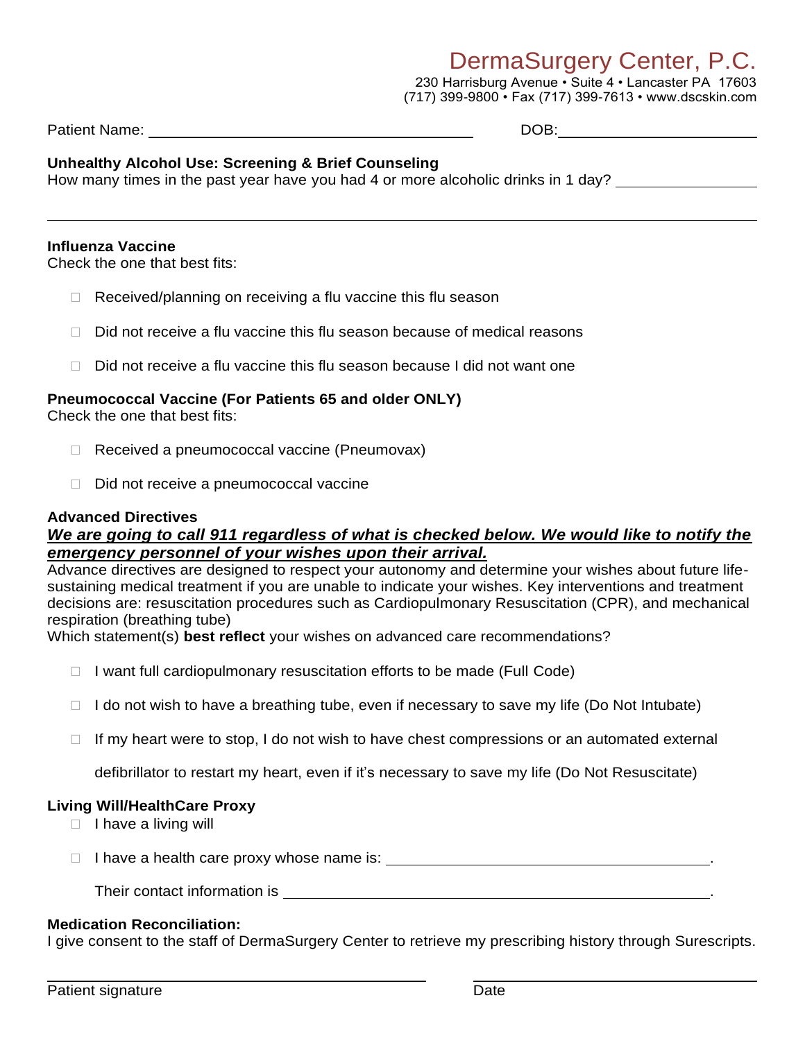# DermaSurgery Center, P.C.

230 Harrisburg Avenue • Suite 4 • Lancaster PA 17603
(717) 399-9800 • Fax (717) 399-7613 • www.dscskin.com

Patient Name: ______________________________ DOB: ____________________

**Unhealthy Alcohol Use: Screening & Brief Counseling**
How many times in the past year have you had 4 or more alcoholic drinks in 1 day? ______________

---

**Influenza Vaccine**
Check the one that best fits:

- ☐ Received/planning on receiving a flu vaccine this flu season
- ☐ Did not receive a flu vaccine this flu season because of medical reasons
- ☐ Did not receive a flu vaccine this flu season because I did not want one

**Pneumococcal Vaccine (For Patients 65 and older ONLY)**
Check the one that best fits:

- ☐ Received a pneumococcal vaccine (Pneumovax)
- ☐ Did not receive a pneumococcal vaccine

**Advanced Directives**
***We are going to call 911 regardless of what is checked below. We would like to notify the emergency personnel of your wishes upon their arrival.***
Advance directives are designed to respect your autonomy and determine your wishes about future life-sustaining medical treatment if you are unable to indicate your wishes. Key interventions and treatment decisions are: resuscitation procedures such as Cardiopulmonary Resuscitation (CPR), and mechanical respiration (breathing tube)
Which statement(s) **best reflect** your wishes on advanced care recommendations?

- ☐ I want full cardiopulmonary resuscitation efforts to be made (Full Code)
- ☐ I do not wish to have a breathing tube, even if necessary to save my life (Do Not Intubate)
- ☐ If my heart were to stop, I do not wish to have chest compressions or an automated external defibrillator to restart my heart, even if it's necessary to save my life (Do Not Resuscitate)

**Living Will/HealthCare Proxy**

- ☐ I have a living will
- ☐ I have a health care proxy whose name is: ______________________________.

  Their contact information is ______________________________.

**Medication Reconciliation:**
I give consent to the staff of DermaSurgery Center to retrieve my prescribing history through Surescripts.

______________________________ ______________________________
Patient signature Date